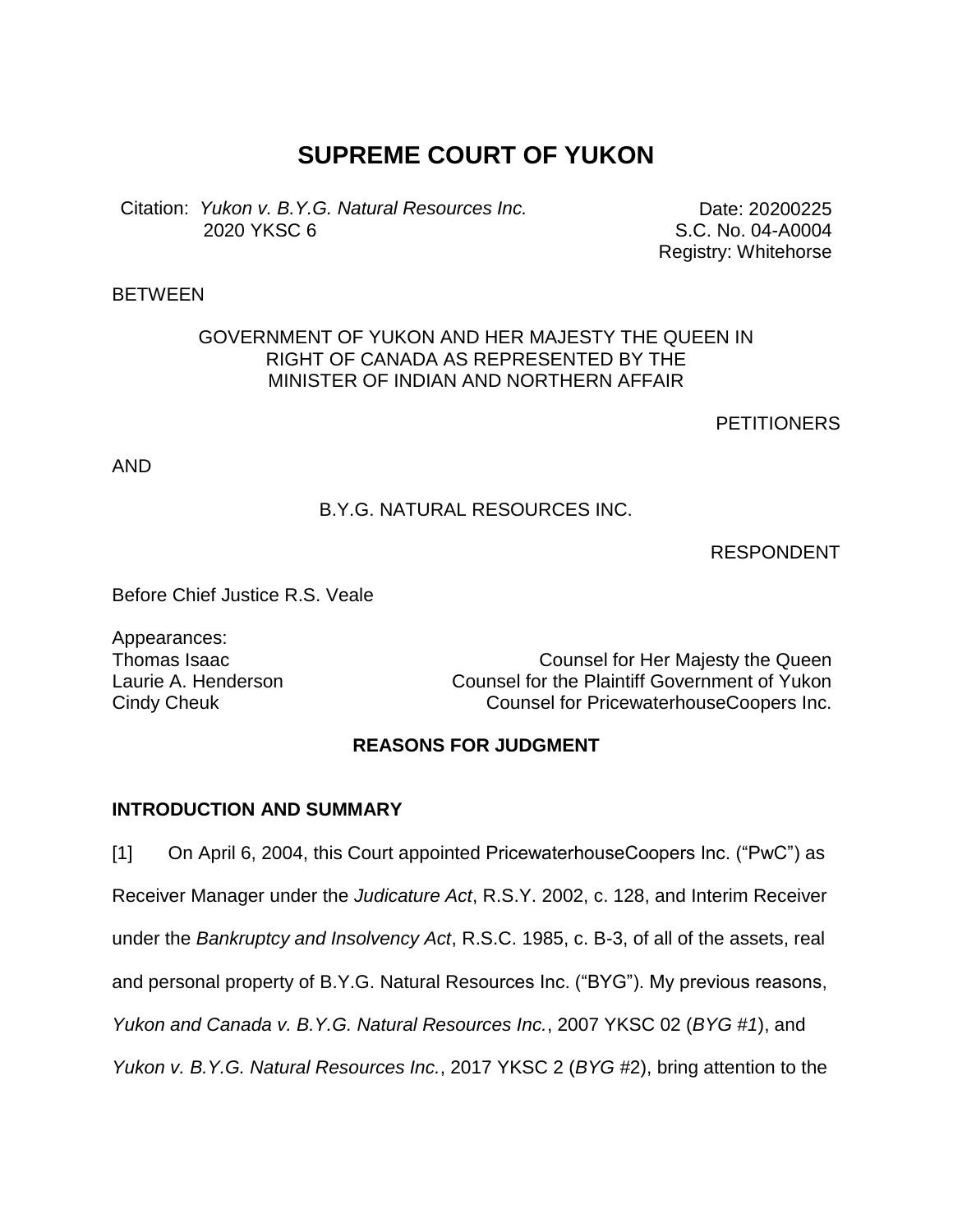# SUPREME COURT OF YUKON

Citation: *Yukon v. B.Y.G. Natural Resources Inc.* 2020 YKSC 6

Date: 20200225
S.C. No. 04-A0004
Registry: Whitehorse

BETWEEN

GOVERNMENT OF YUKON AND HER MAJESTY THE QUEEN IN RIGHT OF CANADA AS REPRESENTED BY THE MINISTER OF INDIAN AND NORTHERN AFFAIR

PETITIONERS

AND

B.Y.G. NATURAL RESOURCES INC.

RESPONDENT

Before Chief Justice R.S. Veale

Appearances:

| | |
|---|---|
| Thomas Isaac | Counsel for Her Majesty the Queen |
| Laurie A. Henderson | Counsel for the Plaintiff Government of Yukon |
| Cindy Cheuk | Counsel for PricewaterhouseCoopers Inc. |

## REASONS FOR JUDGMENT

### INTRODUCTION AND SUMMARY

[1] On April 6, 2004, this Court appointed PricewaterhouseCoopers Inc. ("PwC") as Receiver Manager under the *Judicature Act*, R.S.Y. 2002, c. 128, and Interim Receiver under the *Bankruptcy and Insolvency Act*, R.S.C. 1985, c. B-3, of all of the assets, real and personal property of B.Y.G. Natural Resources Inc. ("BYG"). My previous reasons, *Yukon and Canada v. B.Y.G. Natural Resources Inc.*, 2007 YKSC 02 (*BYG #1*), and *Yukon v. B.Y.G. Natural Resources Inc.*, 2017 YKSC 2 (*BYG* #2), bring attention to the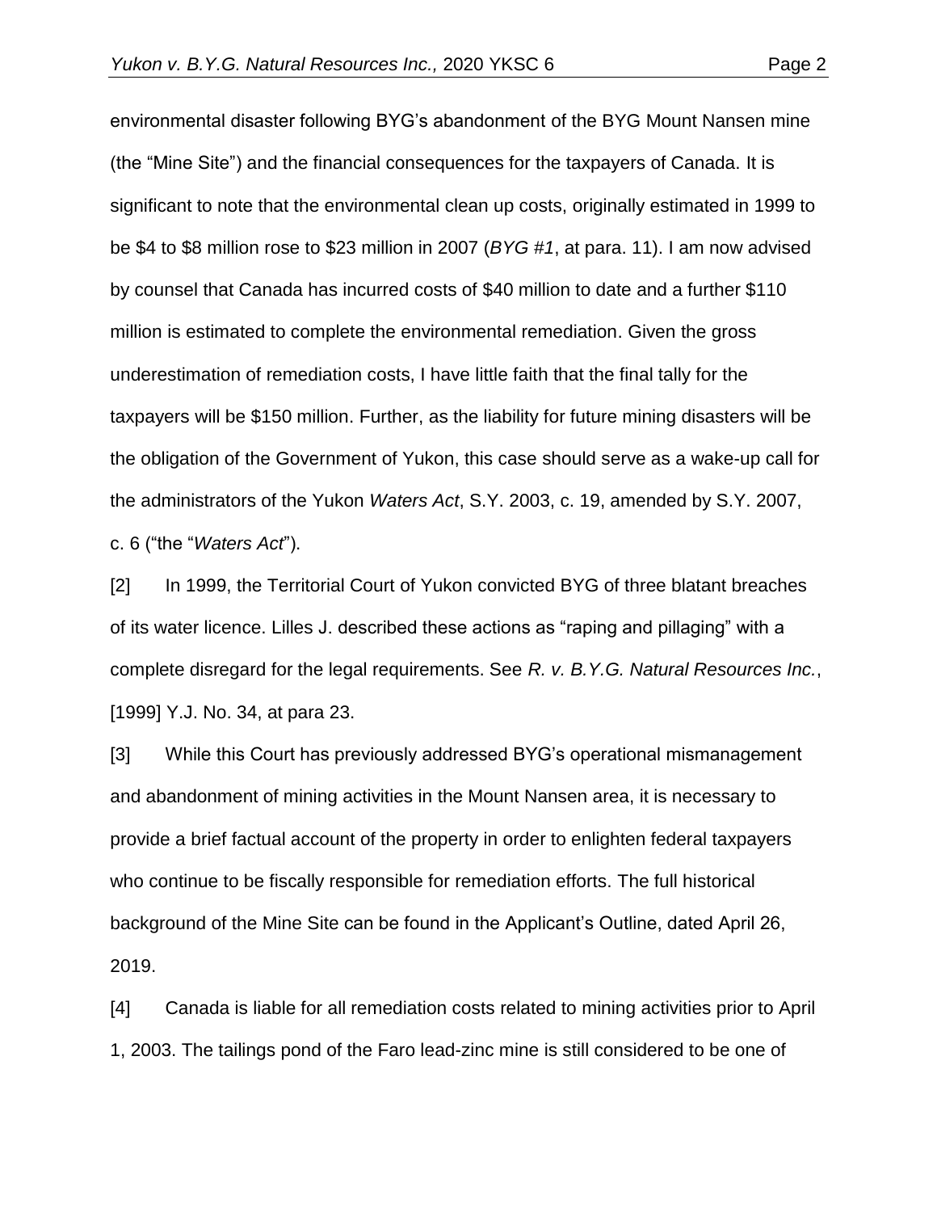environmental disaster following BYG's abandonment of the BYG Mount Nansen mine (the "Mine Site") and the financial consequences for the taxpayers of Canada. It is significant to note that the environmental clean up costs, originally estimated in 1999 to be $4 to $8 million rose to $23 million in 2007 (*BYG #1*, at para. 11). I am now advised by counsel that Canada has incurred costs of $40 million to date and a further $110 million is estimated to complete the environmental remediation. Given the gross underestimation of remediation costs, I have little faith that the final tally for the taxpayers will be $150 million. Further, as the liability for future mining disasters will be the obligation of the Government of Yukon, this case should serve as a wake-up call for the administrators of the Yukon *Waters Act*, S.Y. 2003, c. 19, amended by S.Y. 2007, c. 6 ("the "*Waters Act*").

[2] In 1999, the Territorial Court of Yukon convicted BYG of three blatant breaches of its water licence. Lilles J. described these actions as "raping and pillaging" with a complete disregard for the legal requirements. See *R. v. B.Y.G. Natural Resources Inc.*, [1999] Y.J. No. 34, at para 23.

[3] While this Court has previously addressed BYG's operational mismanagement and abandonment of mining activities in the Mount Nansen area, it is necessary to provide a brief factual account of the property in order to enlighten federal taxpayers who continue to be fiscally responsible for remediation efforts. The full historical background of the Mine Site can be found in the Applicant's Outline, dated April 26, 2019.

[4] Canada is liable for all remediation costs related to mining activities prior to April 1, 2003. The tailings pond of the Faro lead-zinc mine is still considered to be one of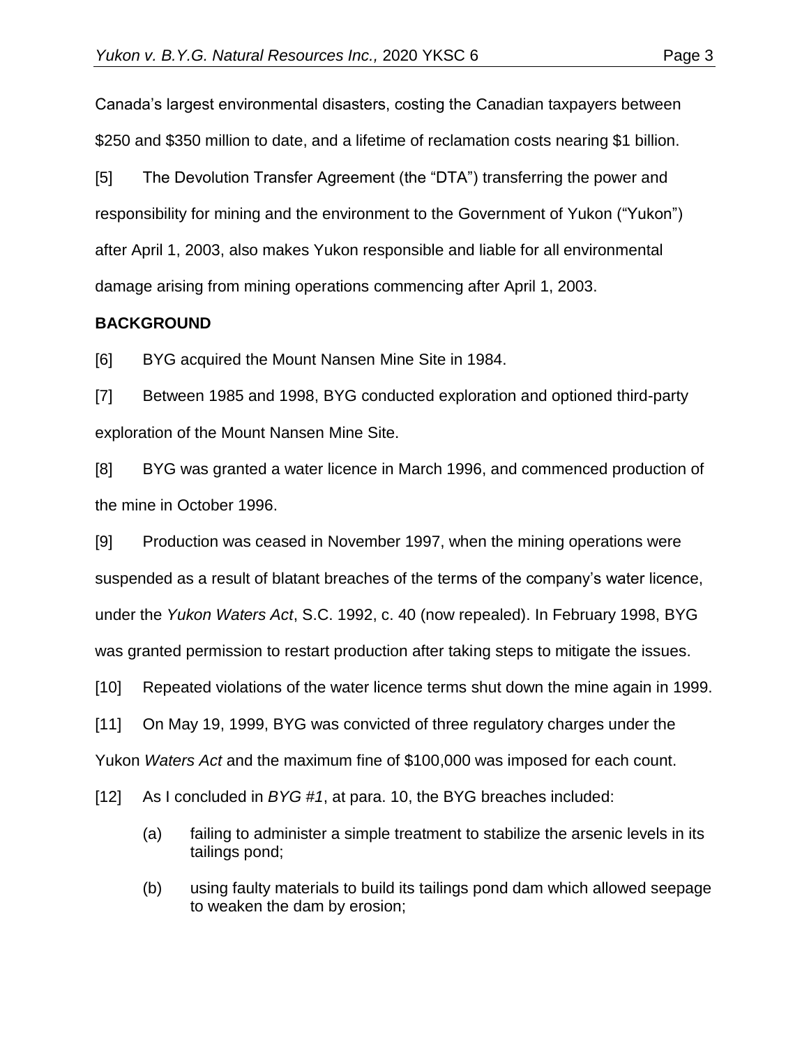Canada's largest environmental disasters, costing the Canadian taxpayers between $250 and $350 million to date, and a lifetime of reclamation costs nearing $1 billion.

[5] The Devolution Transfer Agreement (the "DTA") transferring the power and responsibility for mining and the environment to the Government of Yukon ("Yukon") after April 1, 2003, also makes Yukon responsible and liable for all environmental damage arising from mining operations commencing after April 1, 2003.

**BACKGROUND**

[6] BYG acquired the Mount Nansen Mine Site in 1984.

[7] Between 1985 and 1998, BYG conducted exploration and optioned third-party exploration of the Mount Nansen Mine Site.

[8] BYG was granted a water licence in March 1996, and commenced production of the mine in October 1996.

[9] Production was ceased in November 1997, when the mining operations were suspended as a result of blatant breaches of the terms of the company's water licence, under the *Yukon Waters Act*, S.C. 1992, c. 40 (now repealed). In February 1998, BYG was granted permission to restart production after taking steps to mitigate the issues.

[10] Repeated violations of the water licence terms shut down the mine again in 1999.

[11] On May 19, 1999, BYG was convicted of three regulatory charges under the Yukon *Waters Act* and the maximum fine of $100,000 was imposed for each count.

[12] As I concluded in *BYG #1*, at para. 10, the BYG breaches included:

> (a) failing to administer a simple treatment to stabilize the arsenic levels in its tailings pond;
>
> (b) using faulty materials to build its tailings pond dam which allowed seepage to weaken the dam by erosion;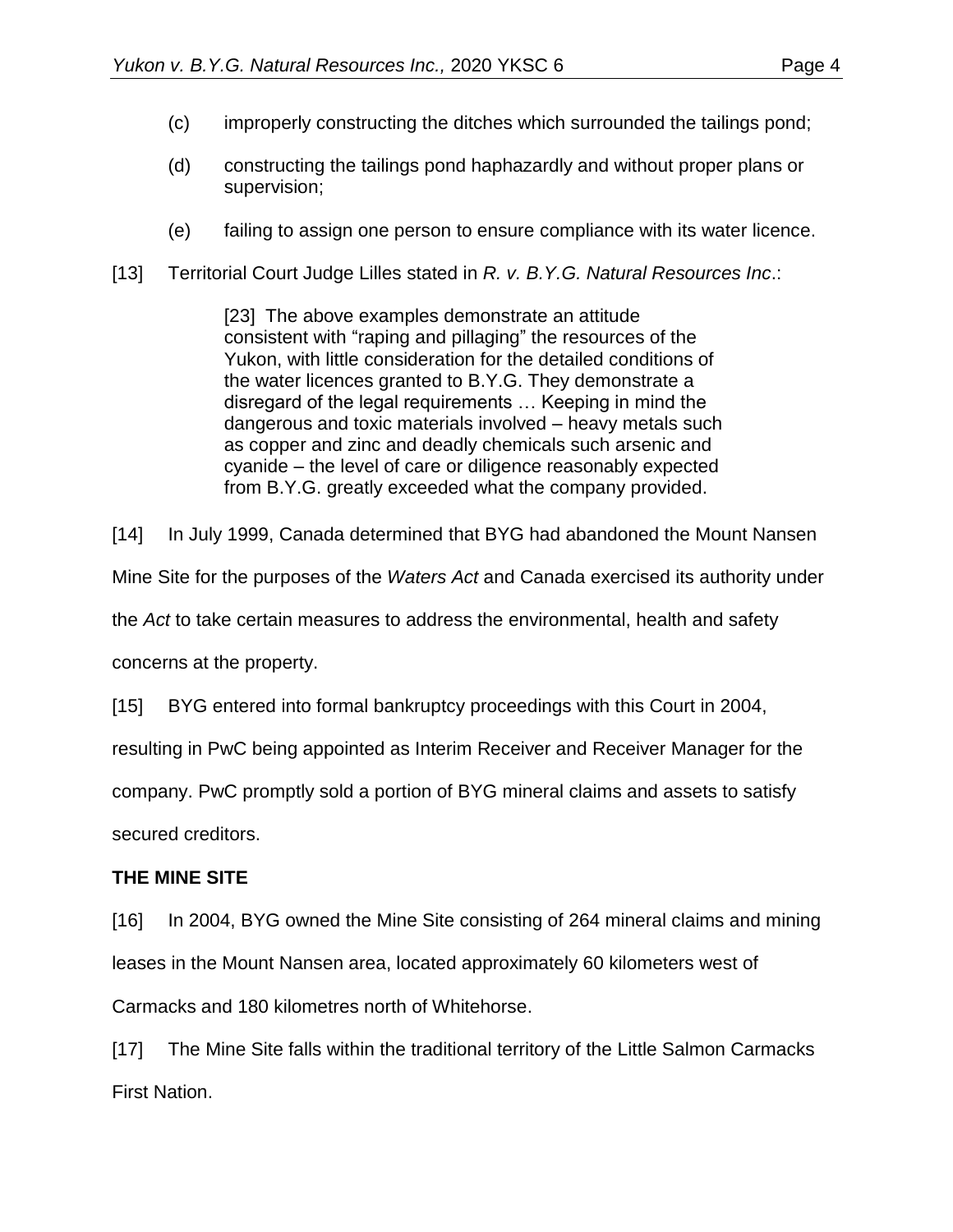(c) improperly constructing the ditches which surrounded the tailings pond;

(d) constructing the tailings pond haphazardly and without proper plans or supervision;

(e) failing to assign one person to ensure compliance with its water licence.

[13] Territorial Court Judge Lilles stated in *R. v. B.Y.G. Natural Resources Inc*.:

> [23] The above examples demonstrate an attitude consistent with "raping and pillaging" the resources of the Yukon, with little consideration for the detailed conditions of the water licences granted to B.Y.G. They demonstrate a disregard of the legal requirements … Keeping in mind the dangerous and toxic materials involved – heavy metals such as copper and zinc and deadly chemicals such arsenic and cyanide – the level of care or diligence reasonably expected from B.Y.G. greatly exceeded what the company provided.

[14] In July 1999, Canada determined that BYG had abandoned the Mount Nansen Mine Site for the purposes of the *Waters Act* and Canada exercised its authority under the *Act* to take certain measures to address the environmental, health and safety concerns at the property.

[15] BYG entered into formal bankruptcy proceedings with this Court in 2004, resulting in PwC being appointed as Interim Receiver and Receiver Manager for the company. PwC promptly sold a portion of BYG mineral claims and assets to satisfy secured creditors.

**THE MINE SITE**

[16] In 2004, BYG owned the Mine Site consisting of 264 mineral claims and mining leases in the Mount Nansen area, located approximately 60 kilometers west of Carmacks and 180 kilometres north of Whitehorse.

[17] The Mine Site falls within the traditional territory of the Little Salmon Carmacks First Nation.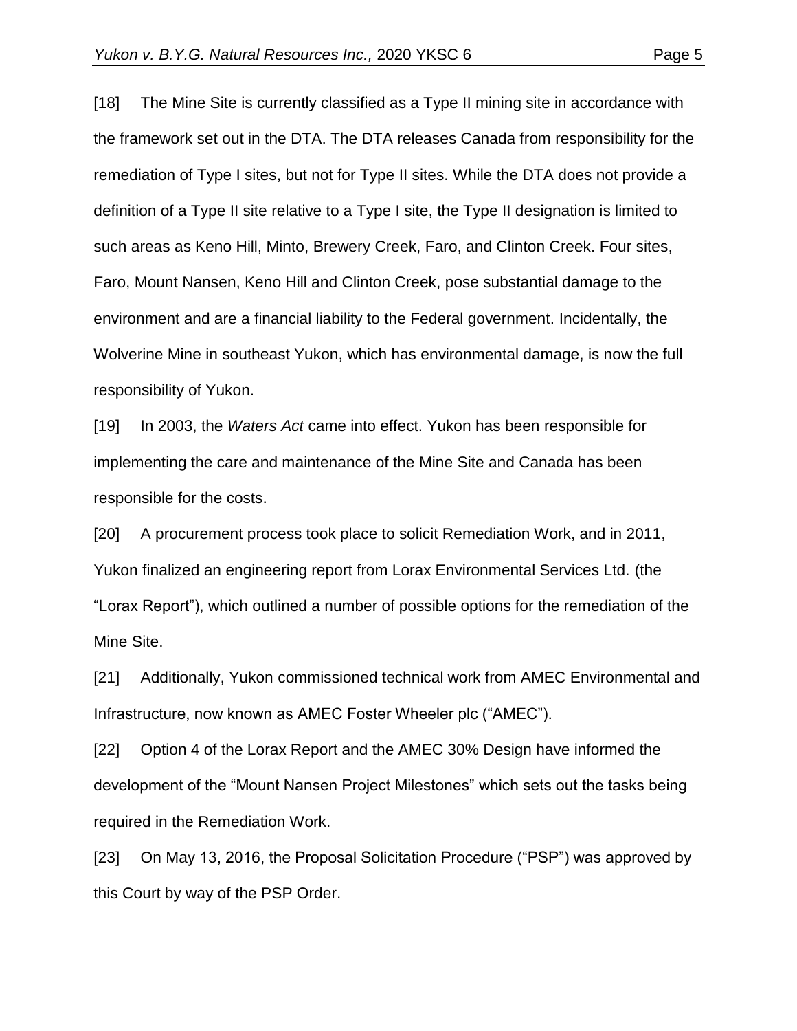[18] The Mine Site is currently classified as a Type II mining site in accordance with the framework set out in the DTA. The DTA releases Canada from responsibility for the remediation of Type I sites, but not for Type II sites. While the DTA does not provide a definition of a Type II site relative to a Type I site, the Type II designation is limited to such areas as Keno Hill, Minto, Brewery Creek, Faro, and Clinton Creek. Four sites, Faro, Mount Nansen, Keno Hill and Clinton Creek, pose substantial damage to the environment and are a financial liability to the Federal government. Incidentally, the Wolverine Mine in southeast Yukon, which has environmental damage, is now the full responsibility of Yukon.

[19] In 2003, the *Waters Act* came into effect. Yukon has been responsible for implementing the care and maintenance of the Mine Site and Canada has been responsible for the costs.

[20] A procurement process took place to solicit Remediation Work, and in 2011, Yukon finalized an engineering report from Lorax Environmental Services Ltd. (the "Lorax Report"), which outlined a number of possible options for the remediation of the Mine Site.

[21] Additionally, Yukon commissioned technical work from AMEC Environmental and Infrastructure, now known as AMEC Foster Wheeler plc ("AMEC").

[22] Option 4 of the Lorax Report and the AMEC 30% Design have informed the development of the "Mount Nansen Project Milestones" which sets out the tasks being required in the Remediation Work.

[23] On May 13, 2016, the Proposal Solicitation Procedure ("PSP") was approved by this Court by way of the PSP Order.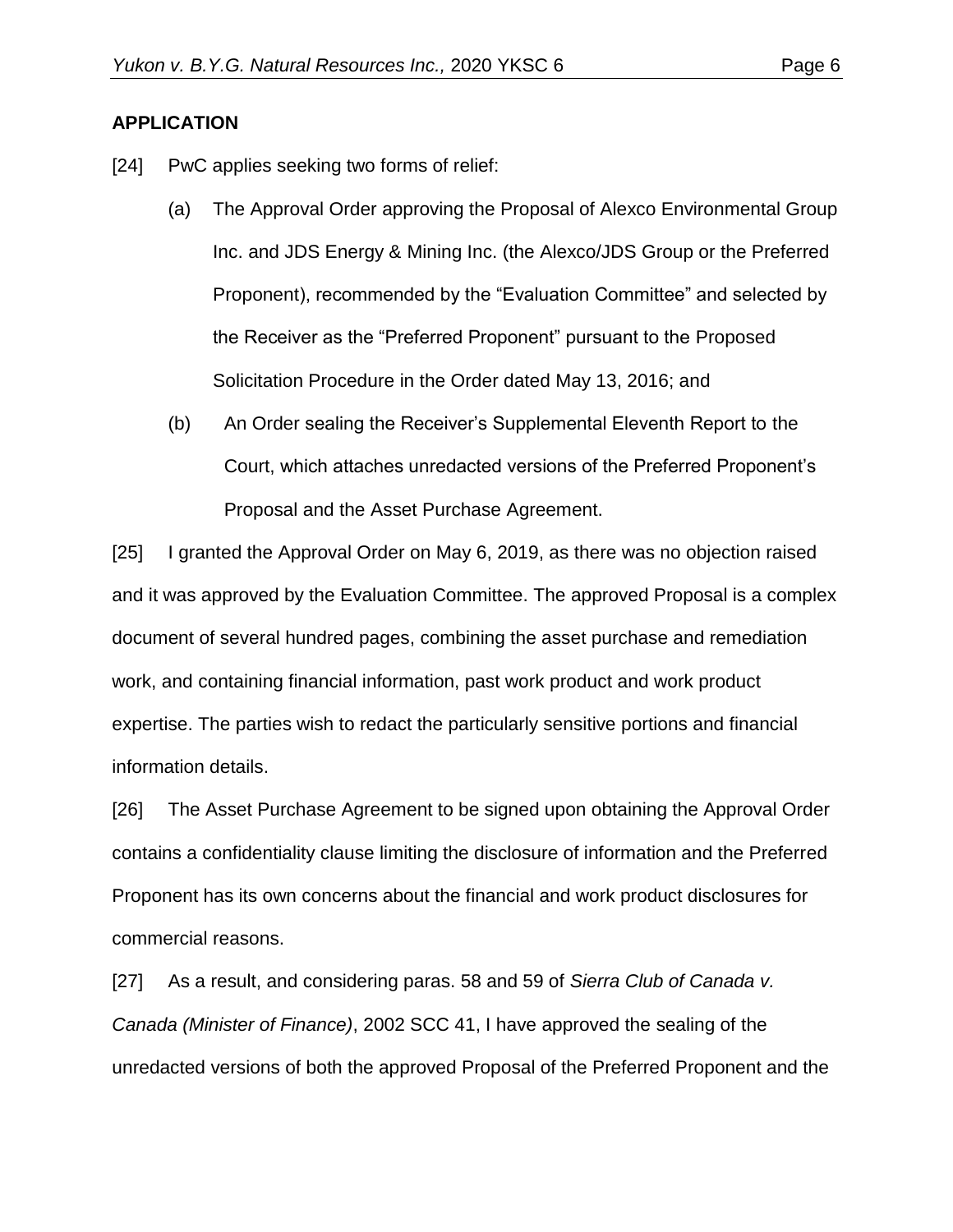**APPLICATION**

[24] PwC applies seeking two forms of relief:

(a) The Approval Order approving the Proposal of Alexco Environmental Group Inc. and JDS Energy & Mining Inc. (the Alexco/JDS Group or the Preferred Proponent), recommended by the "Evaluation Committee" and selected by the Receiver as the "Preferred Proponent" pursuant to the Proposed Solicitation Procedure in the Order dated May 13, 2016; and

(b) An Order sealing the Receiver's Supplemental Eleventh Report to the Court, which attaches unredacted versions of the Preferred Proponent's Proposal and the Asset Purchase Agreement.

[25] I granted the Approval Order on May 6, 2019, as there was no objection raised and it was approved by the Evaluation Committee. The approved Proposal is a complex document of several hundred pages, combining the asset purchase and remediation work, and containing financial information, past work product and work product expertise. The parties wish to redact the particularly sensitive portions and financial information details.

[26] The Asset Purchase Agreement to be signed upon obtaining the Approval Order contains a confidentiality clause limiting the disclosure of information and the Preferred Proponent has its own concerns about the financial and work product disclosures for commercial reasons.

[27] As a result, and considering paras. 58 and 59 of *Sierra Club of Canada v. Canada (Minister of Finance)*, 2002 SCC 41, I have approved the sealing of the unredacted versions of both the approved Proposal of the Preferred Proponent and the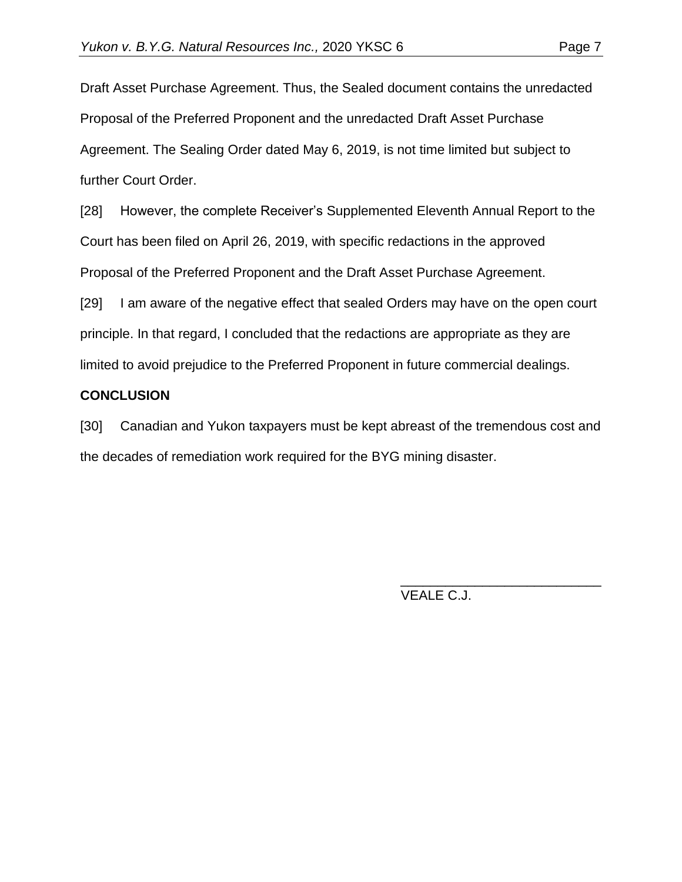Draft Asset Purchase Agreement. Thus, the Sealed document contains the unredacted Proposal of the Preferred Proponent and the unredacted Draft Asset Purchase Agreement. The Sealing Order dated May 6, 2019, is not time limited but subject to further Court Order.

[28] However, the complete Receiver's Supplemented Eleventh Annual Report to the Court has been filed on April 26, 2019, with specific redactions in the approved Proposal of the Preferred Proponent and the Draft Asset Purchase Agreement.

[29] I am aware of the negative effect that sealed Orders may have on the open court principle. In that regard, I concluded that the redactions are appropriate as they are limited to avoid prejudice to the Preferred Proponent in future commercial dealings.

**CONCLUSION**

[30] Canadian and Yukon taxpayers must be kept abreast of the tremendous cost and the decades of remediation work required for the BYG mining disaster.

___________________________

VEALE C.J.